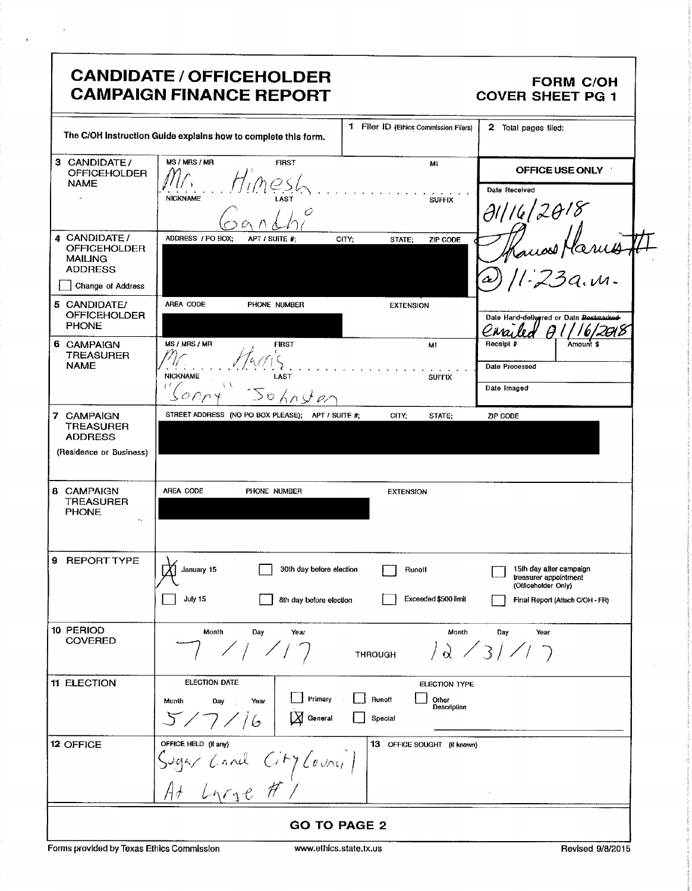# CANDIDATE / OFFICEHOLDER CAMPAIGN FINANCE REPORT

**FORM C/OH**
**COVER SHEET PG 1**

The C/OH Instruction Guide explains how to complete this form.

**1** Filer ID (Ethics Commission Filers)

**2** Total pages filed:

**OFFICE USE ONLY**

Date Received: 01/16/2018 Thomas Harris III @ 11:23 a.m.

Date Hand-delivered or Date Postmarked: Emailed 01/16/2018

Receipt # | Amount $

Date Processed

Date Imaged

| | |
|---|---|
| **3** CANDIDATE / OFFICEHOLDER NAME | MS / MRS / MR: Mr. FIRST: Himesh MI: NICKNAME: LAST: Gandhi SUFFIX: |
| **4** CANDIDATE / OFFICEHOLDER MAILING ADDRESS ☐ Change of Address | ADDRESS / PO BOX; APT / SUITE #; CITY; STATE; ZIP CODE: [redacted] |
| **5** CANDIDATE/ OFFICEHOLDER PHONE | AREA CODE PHONE NUMBER: [redacted] EXTENSION |
| **6** CAMPAIGN TREASURER NAME | MS / MRS / MR: Mr. FIRST: Harris MI: NICKNAME: "Sonny" LAST: Johnston SUFFIX: |
| **7** CAMPAIGN TREASURER ADDRESS (Residence or Business) | STREET ADDRESS (NO PO BOX PLEASE); APT / SUITE #; CITY; STATE; ZIP CODE: [redacted] |
| **8** CAMPAIGN TREASURER PHONE | AREA CODE PHONE NUMBER: [redacted] EXTENSION |
| **9** REPORT TYPE | ☒ January 15 ☐ 30th day before election ☐ Runoff ☐ 15th day after campaign treasurer appointment (Officeholder Only) ☐ July 15 ☐ 8th day before election ☐ Exceeded $500 limit ☐ Final Report (Attach C/OH - FR) |
| **10** PERIOD COVERED | Month / Day / Year: 7 / 1 / 17 THROUGH Month / Day / Year: 12 / 31 / 17 |
| **11** ELECTION | ELECTION DATE Month / Day / Year: 5 / 7 / 16 ELECTION TYPE: ☐ Primary ☐ Runoff ☐ Other Description ☒ General ☐ Special |
| **12** OFFICE | OFFICE HELD (if any): Sugar Land City Council At Large #1 **13** OFFICE SOUGHT (if known): |

**GO TO PAGE 2**

Forms provided by Texas Ethics Commission www.ethics.state.tx.us Revised 9/8/2015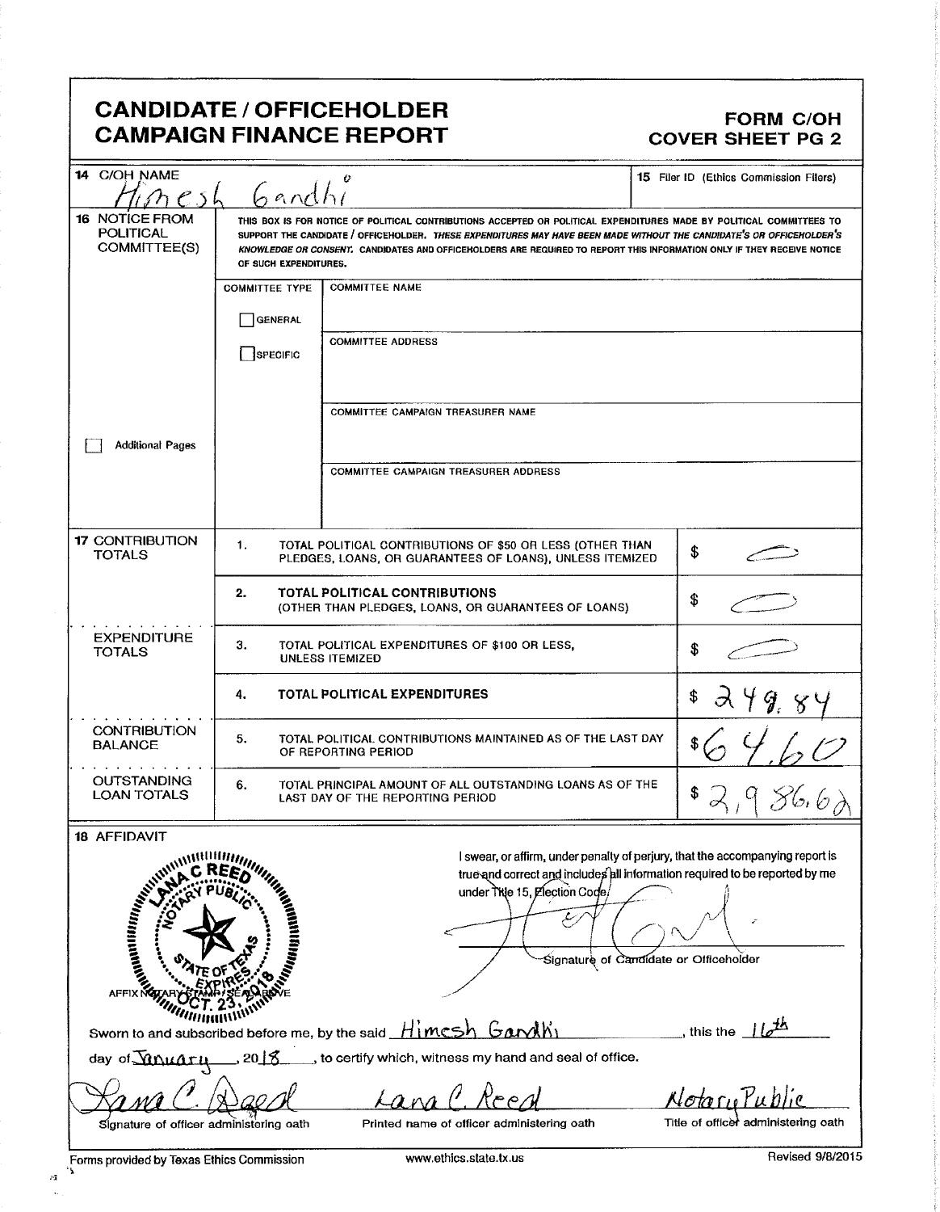# CANDIDATE / OFFICEHOLDER CAMPAIGN FINANCE REPORT

**FORM C/OH**
**COVER SHEET PG 2**

| | |
|---|---|
| **14** C/OH NAME<br>Himesh Gandhi | **15** Filer ID (Ethics Commission Filers) |

**16 NOTICE FROM POLITICAL COMMITTEE(S)**

THIS BOX IS FOR NOTICE OF POLITICAL CONTRIBUTIONS ACCEPTED OR POLITICAL EXPENDITURES MADE BY POLITICAL COMMITTEES TO SUPPORT THE CANDIDATE / OFFICEHOLDER. *THESE EXPENDITURES MAY HAVE BEEN MADE WITHOUT THE CANDIDATE'S OR OFFICEHOLDER'S KNOWLEDGE OR CONSENT.* CANDIDATES AND OFFICEHOLDERS ARE REQUIRED TO REPORT THIS INFORMATION ONLY IF THEY RECEIVE NOTICE OF SUCH EXPENDITURES.

| COMMITTEE TYPE | |
|---|---|
| ☐ GENERAL<br>☐ SPECIFIC | COMMITTEE NAME |
| | COMMITTEE ADDRESS |
| | COMMITTEE CAMPAIGN TREASURER NAME |
| | COMMITTEE CAMPAIGN TREASURER ADDRESS |

☐ Additional Pages

| | | | |
|---|---|---|---|
| **17 CONTRIBUTION TOTALS** | 1. | TOTAL POLITICAL CONTRIBUTIONS OF $50 OR LESS (OTHER THAN PLEDGES, LOANS, OR GUARANTEES OF LOANS), UNLESS ITEMIZED | $ — |
| | 2. | **TOTAL POLITICAL CONTRIBUTIONS** (OTHER THAN PLEDGES, LOANS, OR GUARANTEES OF LOANS) | $ — |
| **EXPENDITURE TOTALS** | 3. | TOTAL POLITICAL EXPENDITURES OF $100 OR LESS, UNLESS ITEMIZED | $ — |
| | 4. | **TOTAL POLITICAL EXPENDITURES** | $ 249.84 |
| **CONTRIBUTION BALANCE** | 5. | TOTAL POLITICAL CONTRIBUTIONS MAINTAINED AS OF THE LAST DAY OF REPORTING PERIOD | $ 64.60 |
| **OUTSTANDING LOAN TOTALS** | 6. | TOTAL PRINCIPAL AMOUNT OF ALL OUTSTANDING LOANS AS OF THE LAST DAY OF THE REPORTING PERIOD | $ 2,986.62 |

**18 AFFIDAVIT**

I swear, or affirm, under penalty of perjury, that the accompanying report is true and correct and includes all information required to be reported by me under Title 15, Election Code.

[Signature]
Signature of Candidate or Officeholder

AFFIX NOTARY STAMP / SEAL ABOVE

[Seal: LANA C REED, NOTARY PUBLIC, STATE OF TEXAS, EXPIRES OCT. 23, 2018]

Sworn to and subscribed before me, by the said Himesh Gandhi, this the 16th day of January, 2018, to certify which, witness my hand and seal of office.

| Lana C. Reed | Lana C. Reed | Notary Public |
|---|---|---|
| Signature of officer administering oath | Printed name of officer administering oath | Title of officer administering oath |

Forms provided by Texas Ethics Commission www.ethics.state.tx.us Revised 9/8/2015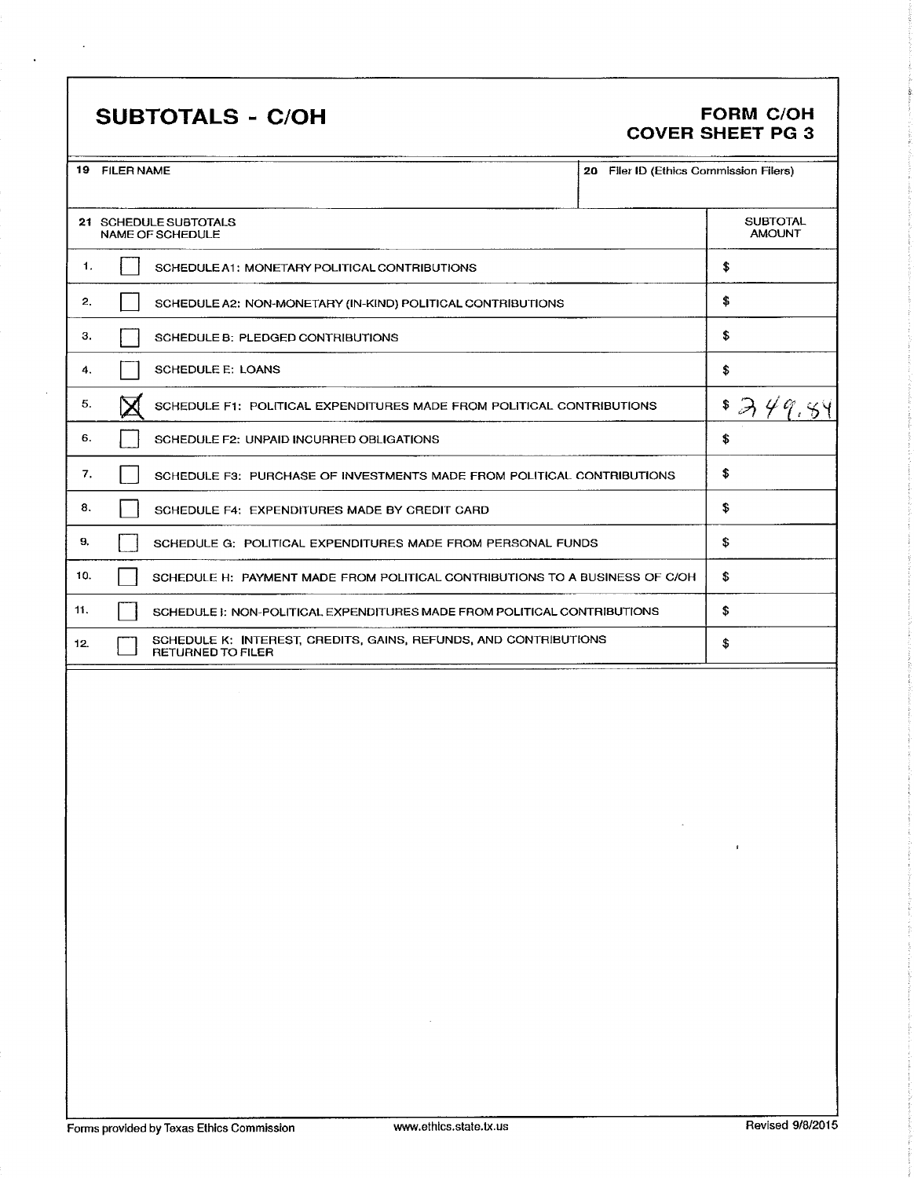# SUBTOTALS - C/OH

**FORM C/OH**
**COVER SHEET PG 3**

| 19 FILER NAME | 20 Filer ID (Ethics Commission Filers) |
|---|---|
| | |

| 21 SCHEDULE SUBTOTALS<br>NAME OF SCHEDULE | | SUBTOTAL AMOUNT |
|---|---|---|
| 1. | ☐ SCHEDULE A1: MONETARY POLITICAL CONTRIBUTIONS | $ |
| 2. | ☐ SCHEDULE A2: NON-MONETARY (IN-KIND) POLITICAL CONTRIBUTIONS | $ |
| 3. | ☐ SCHEDULE B: PLEDGED CONTRIBUTIONS | $ |
| 4. | ☐ SCHEDULE E: LOANS | $ |
| 5. | ☒ SCHEDULE F1: POLITICAL EXPENDITURES MADE FROM POLITICAL CONTRIBUTIONS | $ 349.84 |
| 6. | ☐ SCHEDULE F2: UNPAID INCURRED OBLIGATIONS | $ |
| 7. | ☐ SCHEDULE F3: PURCHASE OF INVESTMENTS MADE FROM POLITICAL CONTRIBUTIONS | $ |
| 8. | ☐ SCHEDULE F4: EXPENDITURES MADE BY CREDIT CARD | $ |
| 9. | ☐ SCHEDULE G: POLITICAL EXPENDITURES MADE FROM PERSONAL FUNDS | $ |
| 10. | ☐ SCHEDULE H: PAYMENT MADE FROM POLITICAL CONTRIBUTIONS TO A BUSINESS OF C/OH | $ |
| 11. | ☐ SCHEDULE I: NON-POLITICAL EXPENDITURES MADE FROM POLITICAL CONTRIBUTIONS | $ |
| 12. | ☐ SCHEDULE K: INTEREST, CREDITS, GAINS, REFUNDS, AND CONTRIBUTIONS RETURNED TO FILER | $ |

Forms provided by Texas Ethics Commission www.ethics.state.tx.us Revised 9/8/2015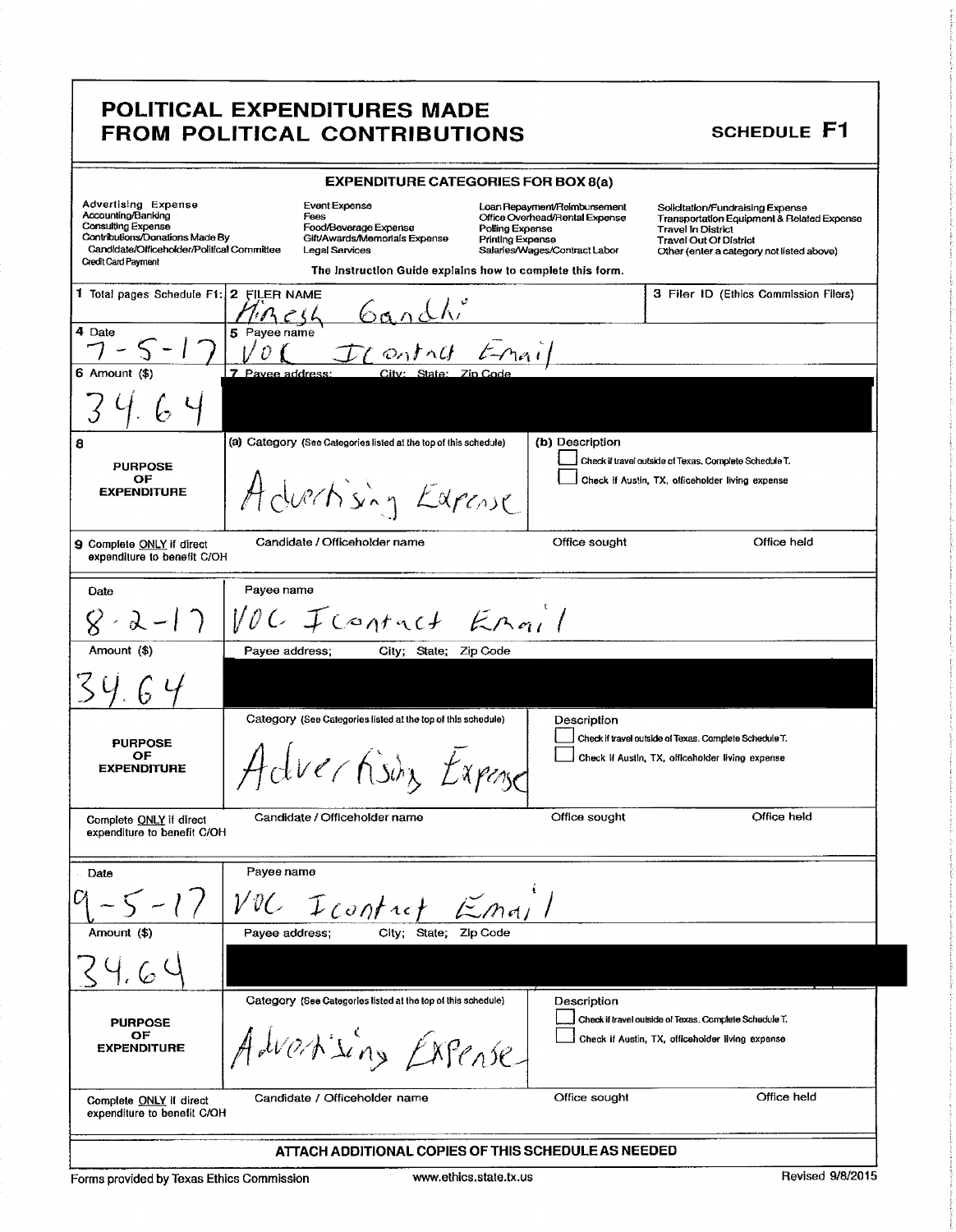# POLITICAL EXPENDITURES MADE FROM POLITICAL CONTRIBUTIONS

**SCHEDULE F1**

**EXPENDITURE CATEGORIES FOR BOX 8(a)**

| | | | |
|---|---|---|---|
| Advertising Expense | Event Expense | Loan Repayment/Reimbursement | Solicitation/Fundraising Expense |
| Accounting/Banking | Fees | Office Overhead/Rental Expense | Transportation Equipment & Related Expense |
| Consulting Expense | Food/Beverage Expense | Polling Expense | Travel In District |
| Contributions/Donations Made By Candidate/Officeholder/Political Committee | Gift/Awards/Memorials Expense | Printing Expense | Travel Out Of District |
| Credit Card Payment | Legal Services | Salaries/Wages/Contract Labor | Other (enter a category not listed above) |

The Instruction Guide explains how to complete this form.

**1** Total pages Schedule F1:

**2** FILER NAME: Hiresh Gandhi

**3** Filer ID (Ethics Commission Filers):

---

**4** Date: 7-5-17

**5** Payee name: VOC IContact Email

**6** Amount ($): 34.64

**7** Payee address; City; State; Zip Code: [REDACTED]

**8 PURPOSE OF EXPENDITURE**

(a) Category (See Categories listed at the top of this schedule): Advertising Expense

(b) Description:

☐ Check if travel outside of Texas. Complete Schedule T.

☐ Check if Austin, TX, officeholder living expense

**9** Complete ONLY if direct expenditure to benefit C/OH — Candidate / Officeholder name: | Office sought: | Office held:

---

Date: 8-2-17

Payee name: VOC IContact Email

Amount ($): 34.64

Payee address; City; State; Zip Code: [REDACTED]

**PURPOSE OF EXPENDITURE**

Category (See Categories listed at the top of this schedule): Advertising Expense

Description:

☐ Check if travel outside of Texas. Complete Schedule T.

☐ Check if Austin, TX, officeholder living expense

Complete ONLY if direct expenditure to benefit C/OH — Candidate / Officeholder name: | Office sought: | Office held:

---

Date: 9-5-17

Payee name: VOC Icontact Email

Amount ($): 34.64

Payee address; City; State; Zip Code: [REDACTED]

**PURPOSE OF EXPENDITURE**

Category (See Categories listed at the top of this schedule): Advertising Expense

Description:

☐ Check if travel outside of Texas. Complete Schedule T.

☐ Check if Austin, TX, officeholder living expense

Complete ONLY if direct expenditure to benefit C/OH — Candidate / Officeholder name: | Office sought: | Office held:

---

**ATTACH ADDITIONAL COPIES OF THIS SCHEDULE AS NEEDED**

Forms provided by Texas Ethics Commission | www.ethics.state.tx.us | Revised 9/8/2015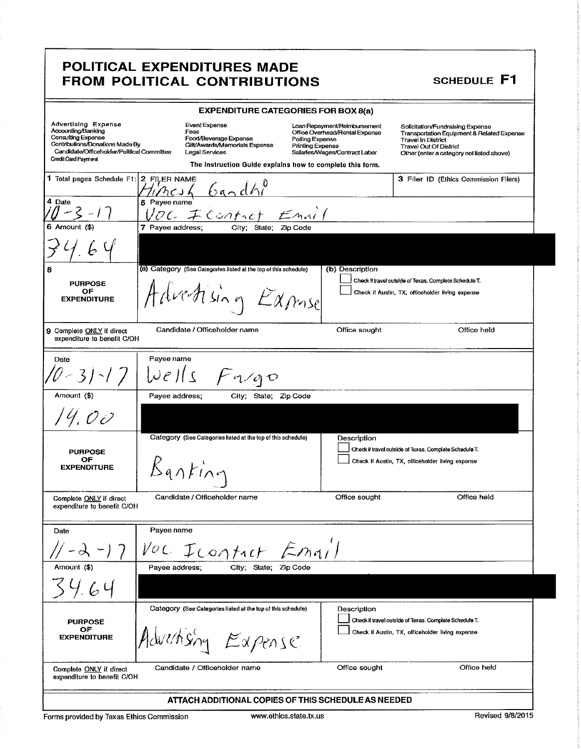# POLITICAL EXPENDITURES MADE FROM POLITICAL CONTRIBUTIONS

**SCHEDULE F1**

## EXPENDITURE CATEGORIES FOR BOX 8(a)

| | | | |
|---|---|---|---|
| Advertising Expense | Event Expense | Loan Repayment/Reimbursement | Solicitation/Fundraising Expense |
| Accounting/Banking | Fees | Office Overhead/Rental Expense | Transportation Equipment & Related Expense |
| Consulting Expense | Food/Beverage Expense | Polling Expense | Travel In District |
| Contributions/Donations Made By Candidate/Officeholder/Political Committee | Gift/Awards/Memorials Expense | Printing Expense | Travel Out Of District |
| Credit Card Payment | Legal Services | Salaries/Wages/Contract Labor | Other (enter a category not listed above) |

The Instruction Guide explains how to complete this form.

**1** Total pages Schedule F1:

**2** FILER NAME: Hinesh Gandhi

**3** Filer ID (Ethics Commission Filers)

---

| | |
|---|---|
| **4** Date | 10-3-17 |
| **5** Payee name | VOC IContact Email |
| **6** Amount ($) | 34.64 |
| **7** Payee address; City; State; Zip Code | |
| **8** PURPOSE OF EXPENDITURE — (a) Category (See Categories listed at the top of this schedule) | Advertising Expense |
| (b) Description | ☐ Check if travel outside of Texas. Complete Schedule T. ☐ Check if Austin, TX, officeholder living expense |
| **9** Complete ONLY if direct expenditure to benefit C/OH | Candidate / Officeholder name: — Office sought: — Office held: |

---

| | |
|---|---|
| Date | 10-31-17 |
| Payee name | Wells Fargo |
| Amount ($) | 14.00 |
| Payee address; City; State; Zip Code | |
| PURPOSE OF EXPENDITURE — Category (See Categories listed at the top of this schedule) | Banking |
| Description | ☐ Check if travel outside of Texas. Complete Schedule T. ☐ Check if Austin, TX, officeholder living expense |
| Complete ONLY if direct expenditure to benefit C/OH | Candidate / Officeholder name: — Office sought: — Office held: |

---

| | |
|---|---|
| Date | 11-2-17 |
| Payee name | VOC IContact Email |
| Amount ($) | 34.64 |
| Payee address; City; State; Zip Code | |
| PURPOSE OF EXPENDITURE — Category (See Categories listed at the top of this schedule) | Advertising Expense |
| Description | ☐ Check if travel outside of Texas. Complete Schedule T. ☐ Check if Austin, TX, officeholder living expense |
| Complete ONLY if direct expenditure to benefit C/OH | Candidate / Officeholder name: — Office sought: — Office held: |

**ATTACH ADDITIONAL COPIES OF THIS SCHEDULE AS NEEDED**

Forms provided by Texas Ethics Commission — www.ethics.state.tx.us — Revised 9/8/2015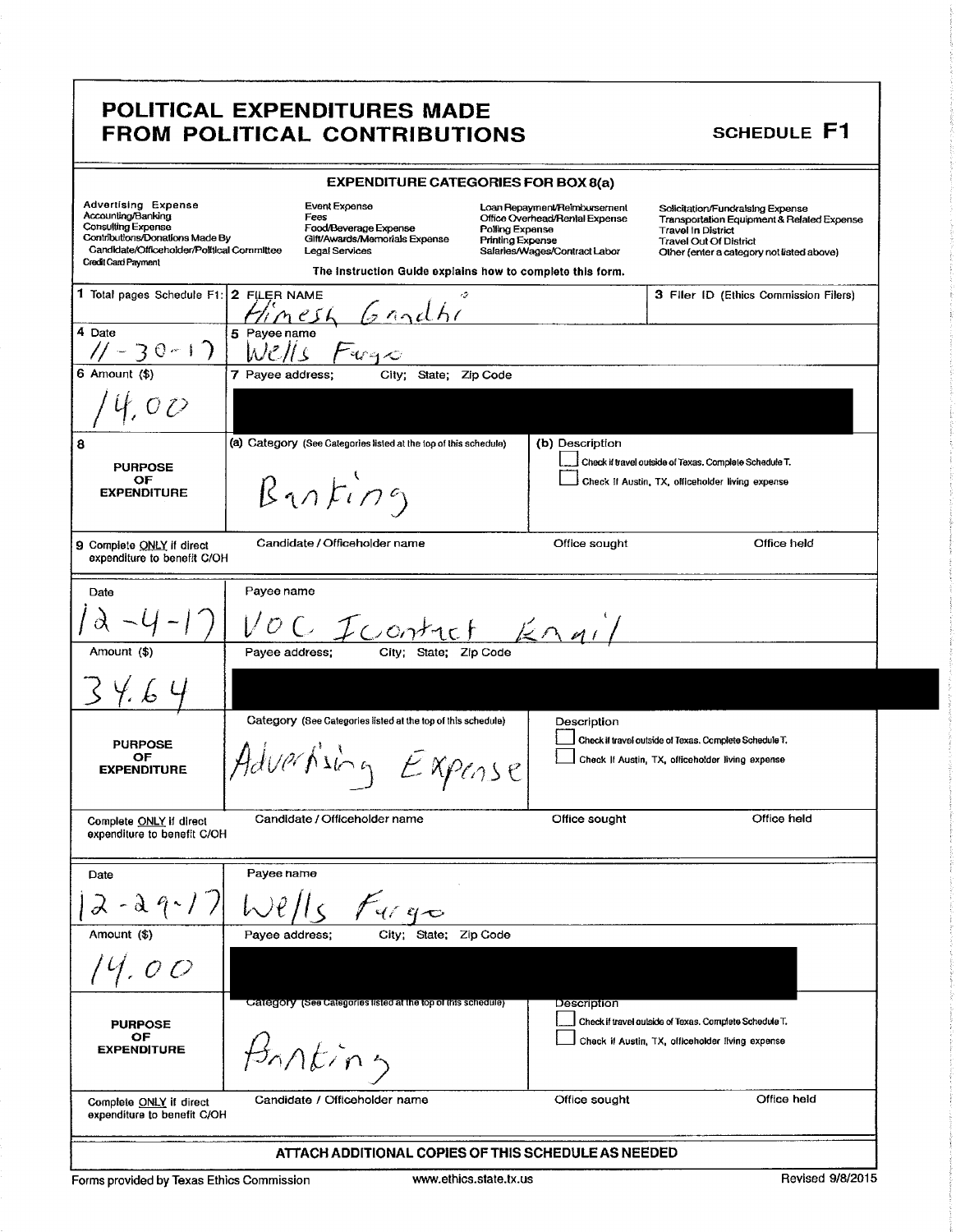# POLITICAL EXPENDITURES MADE FROM POLITICAL CONTRIBUTIONS

**SCHEDULE F1**

### EXPENDITURE CATEGORIES FOR BOX 8(a)

| | | | |
|---|---|---|---|
| Advertising Expense | Event Expense | Loan Repayment/Reimbursement | Solicitation/Fundraising Expense |
| Accounting/Banking | Fees | Office Overhead/Rental Expense | Transportation Equipment & Related Expense |
| Consulting Expense | Food/Beverage Expense | Polling Expense | Travel In District |
| Contributions/Donations Made By Candidate/Officeholder/Political Committee | Gift/Awards/Memorials Expense | Printing Expense | Travel Out Of District |
| Credit Card Payment | Legal Services | Salaries/Wages/Contract Labor | Other (enter a category not listed above) |

The Instruction Guide explains how to complete this form.

**1** Total pages Schedule F1:

**2** FILER NAME: Himesh Gandhi

**3** Filer ID (Ethics Commission Filers):

---

**4** Date: 11-30-17

**5** Payee name: Wells Fargo

**6** Amount ($): 14.00

**7** Payee address; City; State; Zip Code: [REDACTED]

**8** PURPOSE OF EXPENDITURE

(a) Category (See Categories listed at the top of this schedule): Banking

(b) Description

☐ Check if travel outside of Texas. Complete Schedule T.

☐ Check if Austin, TX, officeholder living expense

**9** Complete ONLY if direct expenditure to benefit C/OH — Candidate / Officeholder name: | Office sought: | Office held:

---

Date: 12-4-17

Payee name: VOC Icontact Email

Amount ($): 34.64

Payee address; City; State; Zip Code: [REDACTED]

PURPOSE OF EXPENDITURE

Category (See Categories listed at the top of this schedule): Advertising Expense

Description

☐ Check if travel outside of Texas. Complete Schedule T.

☐ Check if Austin, TX, officeholder living expense

Complete ONLY if direct expenditure to benefit C/OH — Candidate / Officeholder name: | Office sought: | Office held:

---

Date: 12-29-17

Payee name: Wells Fargo

Amount ($): 14.00

Payee address; City; State; Zip Code: [REDACTED]

PURPOSE OF EXPENDITURE

Category (See Categories listed at the top of this schedule): Banking

Description

☐ Check if travel outside of Texas. Complete Schedule T.

☐ Check if Austin, TX, officeholder living expense

Complete ONLY if direct expenditure to benefit C/OH — Candidate / Officeholder name: | Office sought: | Office held:

---

**ATTACH ADDITIONAL COPIES OF THIS SCHEDULE AS NEEDED**

Forms provided by Texas Ethics Commission — www.ethics.state.tx.us — Revised 9/8/2015